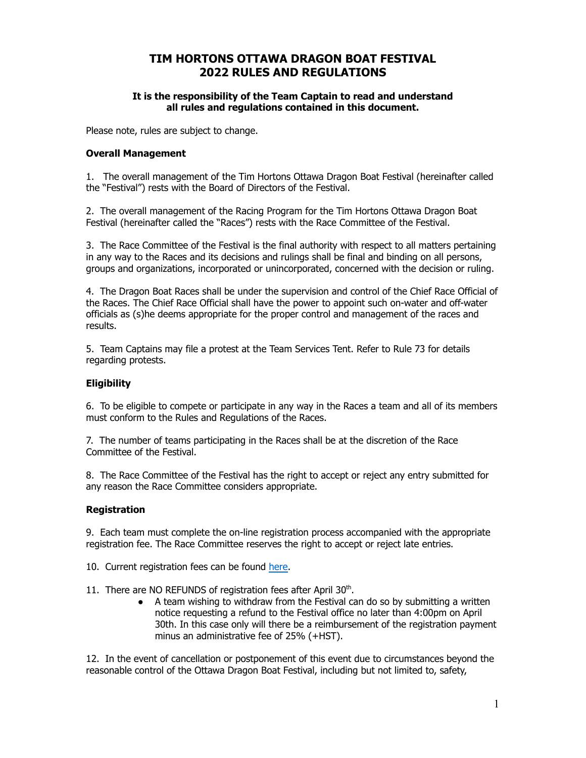# TIM HORTONS OTTAWA DRAGON BOAT FESTIVAL
# 2022 RULES AND REGULATIONS

**It is the responsibility of the Team Captain to read and understand all rules and regulations contained in this document.**

Please note, rules are subject to change.

### Overall Management

1. The overall management of the Tim Hortons Ottawa Dragon Boat Festival (hereinafter called the "Festival") rests with the Board of Directors of the Festival.

2. The overall management of the Racing Program for the Tim Hortons Ottawa Dragon Boat Festival (hereinafter called the "Races") rests with the Race Committee of the Festival.

3. The Race Committee of the Festival is the final authority with respect to all matters pertaining in any way to the Races and its decisions and rulings shall be final and binding on all persons, groups and organizations, incorporated or unincorporated, concerned with the decision or ruling.

4. The Dragon Boat Races shall be under the supervision and control of the Chief Race Official of the Races. The Chief Race Official shall have the power to appoint such on-water and off-water officials as (s)he deems appropriate for the proper control and management of the races and results.

5. Team Captains may file a protest at the Team Services Tent. Refer to Rule 73 for details regarding protests.

### Eligibility

6. To be eligible to compete or participate in any way in the Races a team and all of its members must conform to the Rules and Regulations of the Races.

7. The number of teams participating in the Races shall be at the discretion of the Race Committee of the Festival.

8. The Race Committee of the Festival has the right to accept or reject any entry submitted for any reason the Race Committee considers appropriate.

### Registration

9. Each team must complete the on-line registration process accompanied with the appropriate registration fee. The Race Committee reserves the right to accept or reject late entries.

10. Current registration fees can be found here.

11. There are NO REFUNDS of registration fees after April 30th.
    - A team wishing to withdraw from the Festival can do so by submitting a written notice requesting a refund to the Festival office no later than 4:00pm on April 30th. In this case only will there be a reimbursement of the registration payment minus an administrative fee of 25% (+HST).

12. In the event of cancellation or postponement of this event due to circumstances beyond the reasonable control of the Ottawa Dragon Boat Festival, including but not limited to, safety,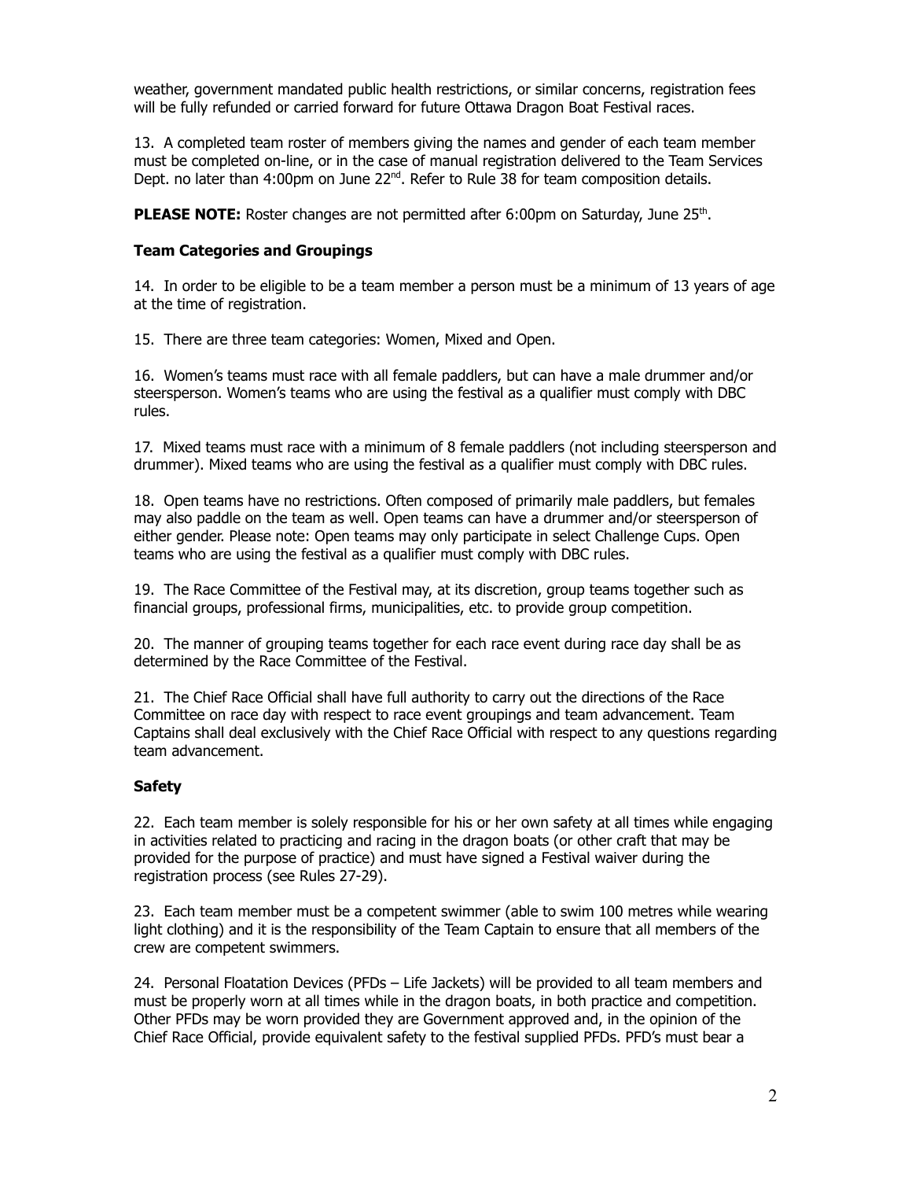weather, government mandated public health restrictions, or similar concerns, registration fees will be fully refunded or carried forward for future Ottawa Dragon Boat Festival races.

13. A completed team roster of members giving the names and gender of each team member must be completed on-line, or in the case of manual registration delivered to the Team Services Dept. no later than 4:00pm on June 22nd. Refer to Rule 38 for team composition details.

**PLEASE NOTE:** Roster changes are not permitted after 6:00pm on Saturday, June 25th.

### Team Categories and Groupings

14. In order to be eligible to be a team member a person must be a minimum of 13 years of age at the time of registration.

15. There are three team categories: Women, Mixed and Open.

16. Women's teams must race with all female paddlers, but can have a male drummer and/or steersperson. Women's teams who are using the festival as a qualifier must comply with DBC rules.

17. Mixed teams must race with a minimum of 8 female paddlers (not including steersperson and drummer). Mixed teams who are using the festival as a qualifier must comply with DBC rules.

18. Open teams have no restrictions. Often composed of primarily male paddlers, but females may also paddle on the team as well. Open teams can have a drummer and/or steersperson of either gender. Please note: Open teams may only participate in select Challenge Cups. Open teams who are using the festival as a qualifier must comply with DBC rules.

19. The Race Committee of the Festival may, at its discretion, group teams together such as financial groups, professional firms, municipalities, etc. to provide group competition.

20. The manner of grouping teams together for each race event during race day shall be as determined by the Race Committee of the Festival.

21. The Chief Race Official shall have full authority to carry out the directions of the Race Committee on race day with respect to race event groupings and team advancement. Team Captains shall deal exclusively with the Chief Race Official with respect to any questions regarding team advancement.

### Safety

22. Each team member is solely responsible for his or her own safety at all times while engaging in activities related to practicing and racing in the dragon boats (or other craft that may be provided for the purpose of practice) and must have signed a Festival waiver during the registration process (see Rules 27-29).

23. Each team member must be a competent swimmer (able to swim 100 metres while wearing light clothing) and it is the responsibility of the Team Captain to ensure that all members of the crew are competent swimmers.

24. Personal Floatation Devices (PFDs – Life Jackets) will be provided to all team members and must be properly worn at all times while in the dragon boats, in both practice and competition. Other PFDs may be worn provided they are Government approved and, in the opinion of the Chief Race Official, provide equivalent safety to the festival supplied PFDs. PFD's must bear a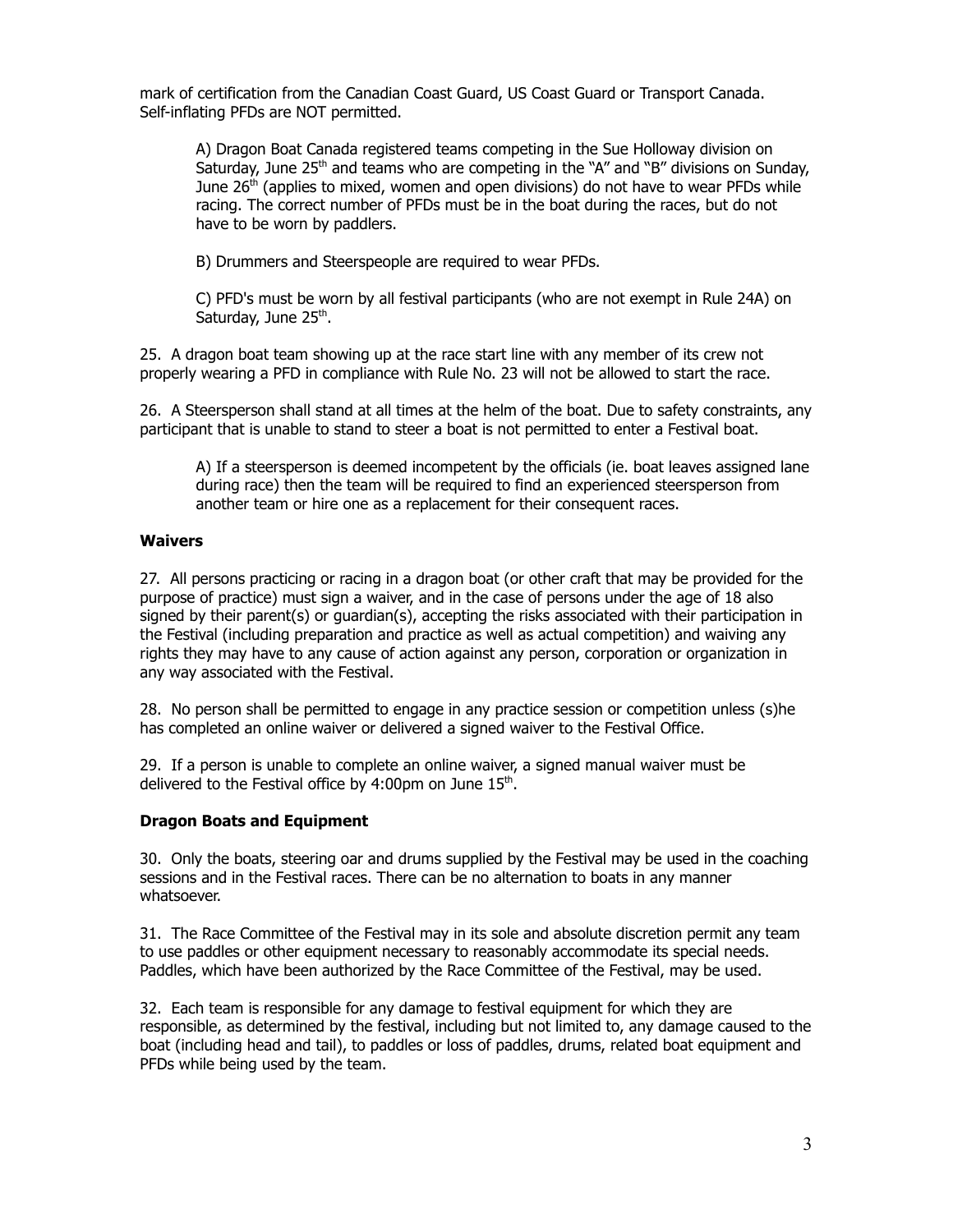mark of certification from the Canadian Coast Guard, US Coast Guard or Transport Canada. Self-inflating PFDs are NOT permitted.

A) Dragon Boat Canada registered teams competing in the Sue Holloway division on Saturday, June 25th and teams who are competing in the "A" and "B" divisions on Sunday, June 26th (applies to mixed, women and open divisions) do not have to wear PFDs while racing. The correct number of PFDs must be in the boat during the races, but do not have to be worn by paddlers.

B) Drummers and Steerspeople are required to wear PFDs.

C) PFD's must be worn by all festival participants (who are not exempt in Rule 24A) on Saturday, June 25th.

25. A dragon boat team showing up at the race start line with any member of its crew not properly wearing a PFD in compliance with Rule No. 23 will not be allowed to start the race.

26. A Steersperson shall stand at all times at the helm of the boat. Due to safety constraints, any participant that is unable to stand to steer a boat is not permitted to enter a Festival boat.

A) If a steersperson is deemed incompetent by the officials (ie. boat leaves assigned lane during race) then the team will be required to find an experienced steersperson from another team or hire one as a replacement for their consequent races.

### Waivers

27. All persons practicing or racing in a dragon boat (or other craft that may be provided for the purpose of practice) must sign a waiver, and in the case of persons under the age of 18 also signed by their parent(s) or guardian(s), accepting the risks associated with their participation in the Festival (including preparation and practice as well as actual competition) and waiving any rights they may have to any cause of action against any person, corporation or organization in any way associated with the Festival.

28. No person shall be permitted to engage in any practice session or competition unless (s)he has completed an online waiver or delivered a signed waiver to the Festival Office.

29. If a person is unable to complete an online waiver, a signed manual waiver must be delivered to the Festival office by 4:00pm on June 15th.

### Dragon Boats and Equipment

30. Only the boats, steering oar and drums supplied by the Festival may be used in the coaching sessions and in the Festival races. There can be no alternation to boats in any manner whatsoever.

31. The Race Committee of the Festival may in its sole and absolute discretion permit any team to use paddles or other equipment necessary to reasonably accommodate its special needs. Paddles, which have been authorized by the Race Committee of the Festival, may be used.

32. Each team is responsible for any damage to festival equipment for which they are responsible, as determined by the festival, including but not limited to, any damage caused to the boat (including head and tail), to paddles or loss of paddles, drums, related boat equipment and PFDs while being used by the team.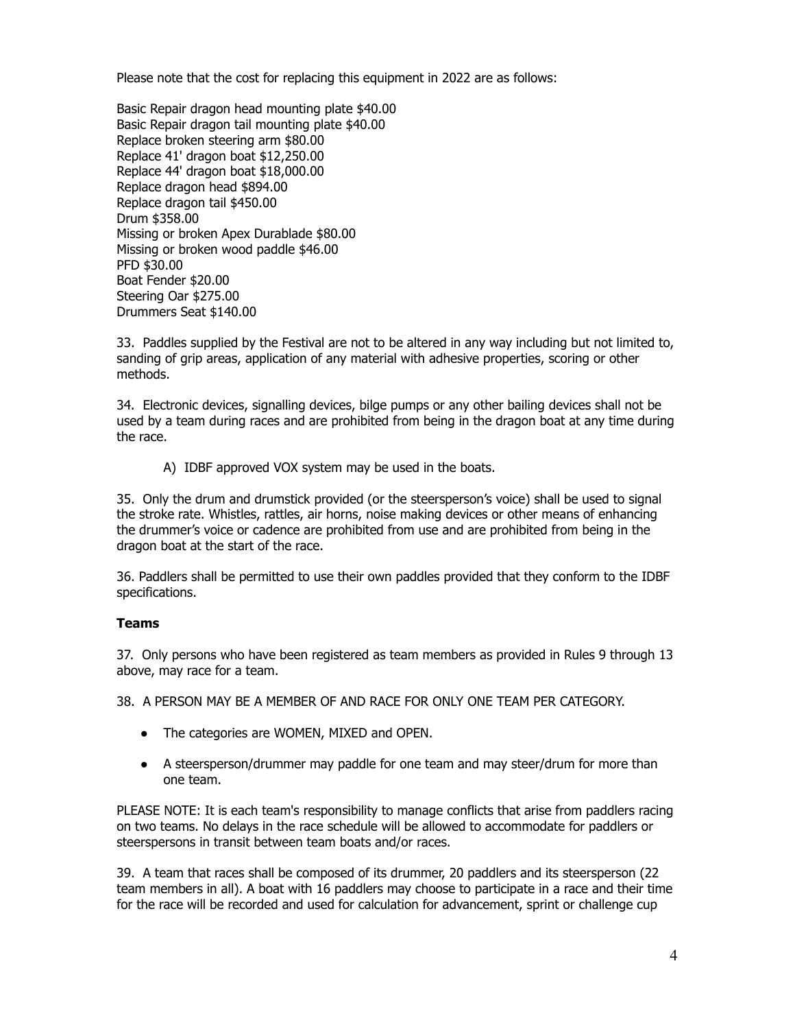Please note that the cost for replacing this equipment in 2022 are as follows:

Basic Repair dragon head mounting plate $40.00  
Basic Repair dragon tail mounting plate $40.00  
Replace broken steering arm $80.00  
Replace 41' dragon boat $12,250.00  
Replace 44' dragon boat $18,000.00  
Replace dragon head $894.00  
Replace dragon tail $450.00  
Drum $358.00  
Missing or broken Apex Durablade $80.00  
Missing or broken wood paddle $46.00  
PFD $30.00  
Boat Fender $20.00  
Steering Oar $275.00  
Drummers Seat $140.00

33. Paddles supplied by the Festival are not to be altered in any way including but not limited to, sanding of grip areas, application of any material with adhesive properties, scoring or other methods.

34. Electronic devices, signalling devices, bilge pumps or any other bailing devices shall not be used by a team during races and are prohibited from being in the dragon boat at any time during the race.

A) IDBF approved VOX system may be used in the boats.

35. Only the drum and drumstick provided (or the steersperson's voice) shall be used to signal the stroke rate. Whistles, rattles, air horns, noise making devices or other means of enhancing the drummer's voice or cadence are prohibited from use and are prohibited from being in the dragon boat at the start of the race.

36. Paddlers shall be permitted to use their own paddles provided that they conform to the IDBF specifications.

**Teams**

37. Only persons who have been registered as team members as provided in Rules 9 through 13 above, may race for a team.

38. A PERSON MAY BE A MEMBER OF AND RACE FOR ONLY ONE TEAM PER CATEGORY.

- The categories are WOMEN, MIXED and OPEN.
- A steersperson/drummer may paddle for one team and may steer/drum for more than one team.

PLEASE NOTE: It is each team's responsibility to manage conflicts that arise from paddlers racing on two teams. No delays in the race schedule will be allowed to accommodate for paddlers or steerspersons in transit between team boats and/or races.

39. A team that races shall be composed of its drummer, 20 paddlers and its steersperson (22 team members in all). A boat with 16 paddlers may choose to participate in a race and their time for the race will be recorded and used for calculation for advancement, sprint or challenge cup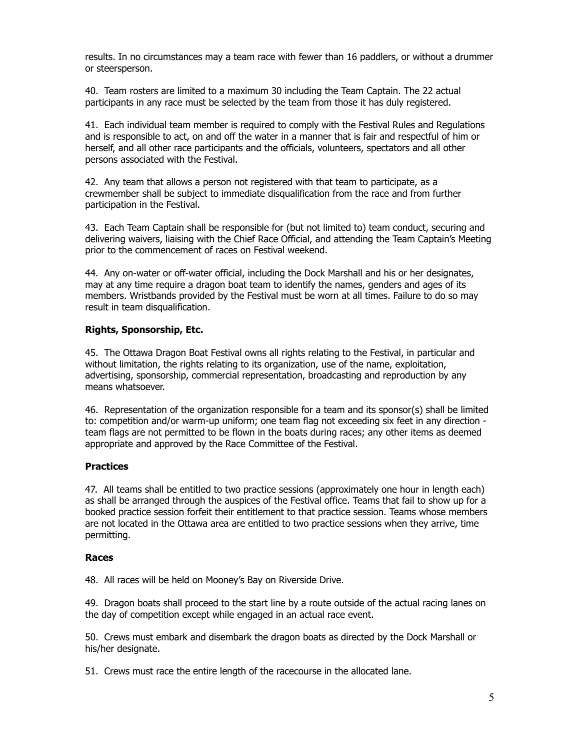results. In no circumstances may a team race with fewer than 16 paddlers, or without a drummer or steersperson.

40. Team rosters are limited to a maximum 30 including the Team Captain. The 22 actual participants in any race must be selected by the team from those it has duly registered.

41. Each individual team member is required to comply with the Festival Rules and Regulations and is responsible to act, on and off the water in a manner that is fair and respectful of him or herself, and all other race participants and the officials, volunteers, spectators and all other persons associated with the Festival.

42. Any team that allows a person not registered with that team to participate, as a crewmember shall be subject to immediate disqualification from the race and from further participation in the Festival.

43. Each Team Captain shall be responsible for (but not limited to) team conduct, securing and delivering waivers, liaising with the Chief Race Official, and attending the Team Captain's Meeting prior to the commencement of races on Festival weekend.

44. Any on-water or off-water official, including the Dock Marshall and his or her designates, may at any time require a dragon boat team to identify the names, genders and ages of its members. Wristbands provided by the Festival must be worn at all times. Failure to do so may result in team disqualification.

### Rights, Sponsorship, Etc.

45. The Ottawa Dragon Boat Festival owns all rights relating to the Festival, in particular and without limitation, the rights relating to its organization, use of the name, exploitation, advertising, sponsorship, commercial representation, broadcasting and reproduction by any means whatsoever.

46. Representation of the organization responsible for a team and its sponsor(s) shall be limited to: competition and/or warm-up uniform; one team flag not exceeding six feet in any direction - team flags are not permitted to be flown in the boats during races; any other items as deemed appropriate and approved by the Race Committee of the Festival.

### Practices

47. All teams shall be entitled to two practice sessions (approximately one hour in length each) as shall be arranged through the auspices of the Festival office. Teams that fail to show up for a booked practice session forfeit their entitlement to that practice session. Teams whose members are not located in the Ottawa area are entitled to two practice sessions when they arrive, time permitting.

### Races

48. All races will be held on Mooney's Bay on Riverside Drive.

49. Dragon boats shall proceed to the start line by a route outside of the actual racing lanes on the day of competition except while engaged in an actual race event.

50. Crews must embark and disembark the dragon boats as directed by the Dock Marshall or his/her designate.

51. Crews must race the entire length of the racecourse in the allocated lane.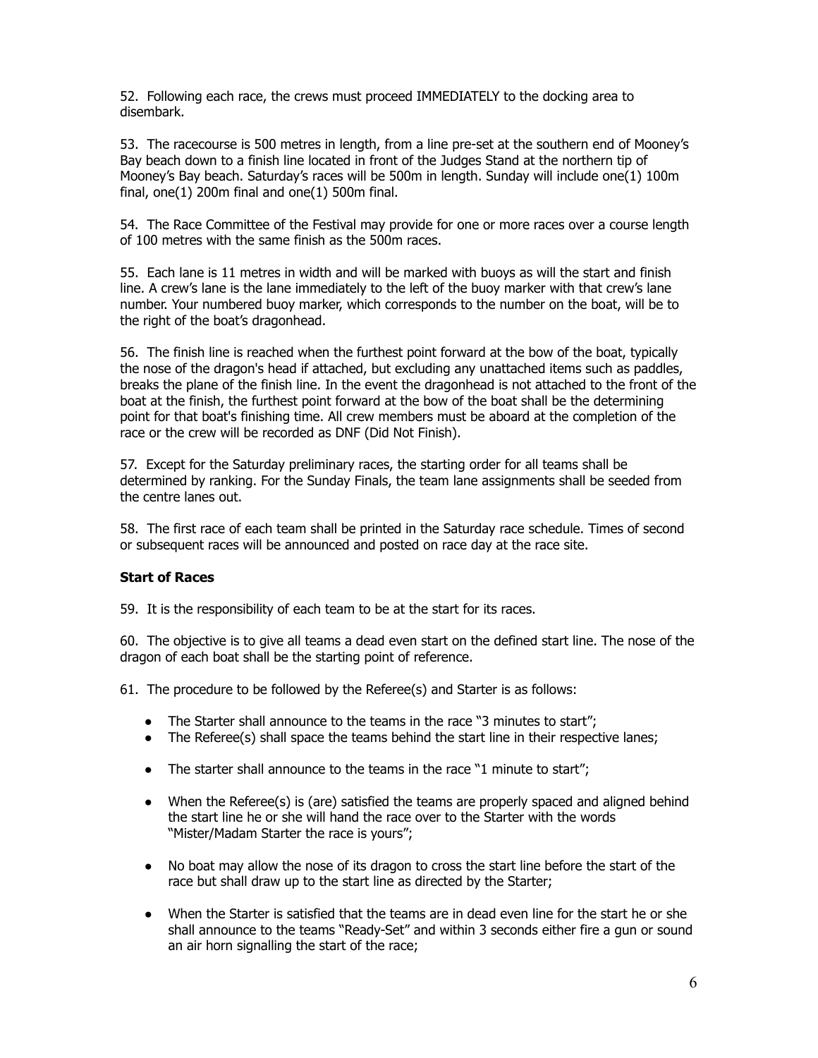52. Following each race, the crews must proceed IMMEDIATELY to the docking area to disembark.

53. The racecourse is 500 metres in length, from a line pre-set at the southern end of Mooney's Bay beach down to a finish line located in front of the Judges Stand at the northern tip of Mooney's Bay beach. Saturday's races will be 500m in length. Sunday will include one(1) 100m final, one(1) 200m final and one(1) 500m final.

54. The Race Committee of the Festival may provide for one or more races over a course length of 100 metres with the same finish as the 500m races.

55. Each lane is 11 metres in width and will be marked with buoys as will the start and finish line. A crew's lane is the lane immediately to the left of the buoy marker with that crew's lane number. Your numbered buoy marker, which corresponds to the number on the boat, will be to the right of the boat's dragonhead.

56. The finish line is reached when the furthest point forward at the bow of the boat, typically the nose of the dragon's head if attached, but excluding any unattached items such as paddles, breaks the plane of the finish line. In the event the dragonhead is not attached to the front of the boat at the finish, the furthest point forward at the bow of the boat shall be the determining point for that boat's finishing time. All crew members must be aboard at the completion of the race or the crew will be recorded as DNF (Did Not Finish).

57. Except for the Saturday preliminary races, the starting order for all teams shall be determined by ranking. For the Sunday Finals, the team lane assignments shall be seeded from the centre lanes out.

58. The first race of each team shall be printed in the Saturday race schedule. Times of second or subsequent races will be announced and posted on race day at the race site.

**Start of Races**

59. It is the responsibility of each team to be at the start for its races.

60. The objective is to give all teams a dead even start on the defined start line. The nose of the dragon of each boat shall be the starting point of reference.

61. The procedure to be followed by the Referee(s) and Starter is as follows:

- The Starter shall announce to the teams in the race "3 minutes to start";
- The Referee(s) shall space the teams behind the start line in their respective lanes;
- The starter shall announce to the teams in the race "1 minute to start";
- When the Referee(s) is (are) satisfied the teams are properly spaced and aligned behind the start line he or she will hand the race over to the Starter with the words "Mister/Madam Starter the race is yours";
- No boat may allow the nose of its dragon to cross the start line before the start of the race but shall draw up to the start line as directed by the Starter;
- When the Starter is satisfied that the teams are in dead even line for the start he or she shall announce to the teams "Ready-Set" and within 3 seconds either fire a gun or sound an air horn signalling the start of the race;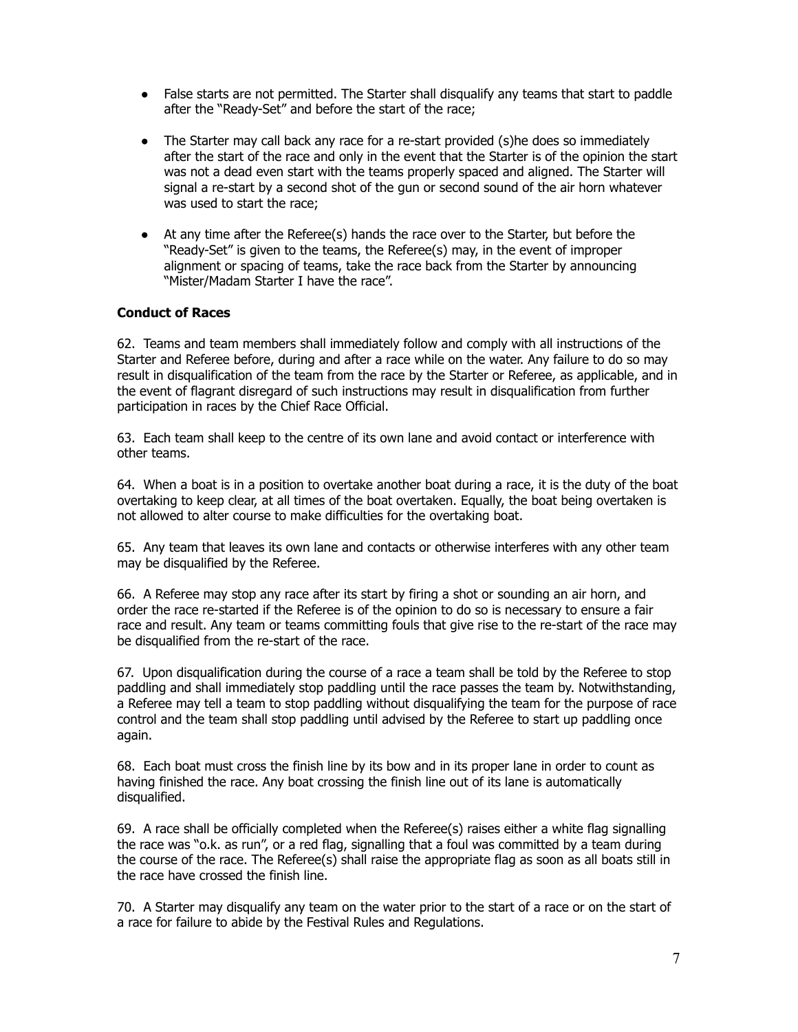- False starts are not permitted. The Starter shall disqualify any teams that start to paddle after the "Ready-Set" and before the start of the race;

- The Starter may call back any race for a re-start provided (s)he does so immediately after the start of the race and only in the event that the Starter is of the opinion the start was not a dead even start with the teams properly spaced and aligned. The Starter will signal a re-start by a second shot of the gun or second sound of the air horn whatever was used to start the race;

- At any time after the Referee(s) hands the race over to the Starter, but before the "Ready-Set" is given to the teams, the Referee(s) may, in the event of improper alignment or spacing of teams, take the race back from the Starter by announcing "Mister/Madam Starter I have the race".

**Conduct of Races**

62. Teams and team members shall immediately follow and comply with all instructions of the Starter and Referee before, during and after a race while on the water. Any failure to do so may result in disqualification of the team from the race by the Starter or Referee, as applicable, and in the event of flagrant disregard of such instructions may result in disqualification from further participation in races by the Chief Race Official.

63. Each team shall keep to the centre of its own lane and avoid contact or interference with other teams.

64. When a boat is in a position to overtake another boat during a race, it is the duty of the boat overtaking to keep clear, at all times of the boat overtaken. Equally, the boat being overtaken is not allowed to alter course to make difficulties for the overtaking boat.

65. Any team that leaves its own lane and contacts or otherwise interferes with any other team may be disqualified by the Referee.

66. A Referee may stop any race after its start by firing a shot or sounding an air horn, and order the race re-started if the Referee is of the opinion to do so is necessary to ensure a fair race and result. Any team or teams committing fouls that give rise to the re-start of the race may be disqualified from the re-start of the race.

67. Upon disqualification during the course of a race a team shall be told by the Referee to stop paddling and shall immediately stop paddling until the race passes the team by. Notwithstanding, a Referee may tell a team to stop paddling without disqualifying the team for the purpose of race control and the team shall stop paddling until advised by the Referee to start up paddling once again.

68. Each boat must cross the finish line by its bow and in its proper lane in order to count as having finished the race. Any boat crossing the finish line out of its lane is automatically disqualified.

69. A race shall be officially completed when the Referee(s) raises either a white flag signalling the race was "o.k. as run", or a red flag, signalling that a foul was committed by a team during the course of the race. The Referee(s) shall raise the appropriate flag as soon as all boats still in the race have crossed the finish line.

70. A Starter may disqualify any team on the water prior to the start of a race or on the start of a race for failure to abide by the Festival Rules and Regulations.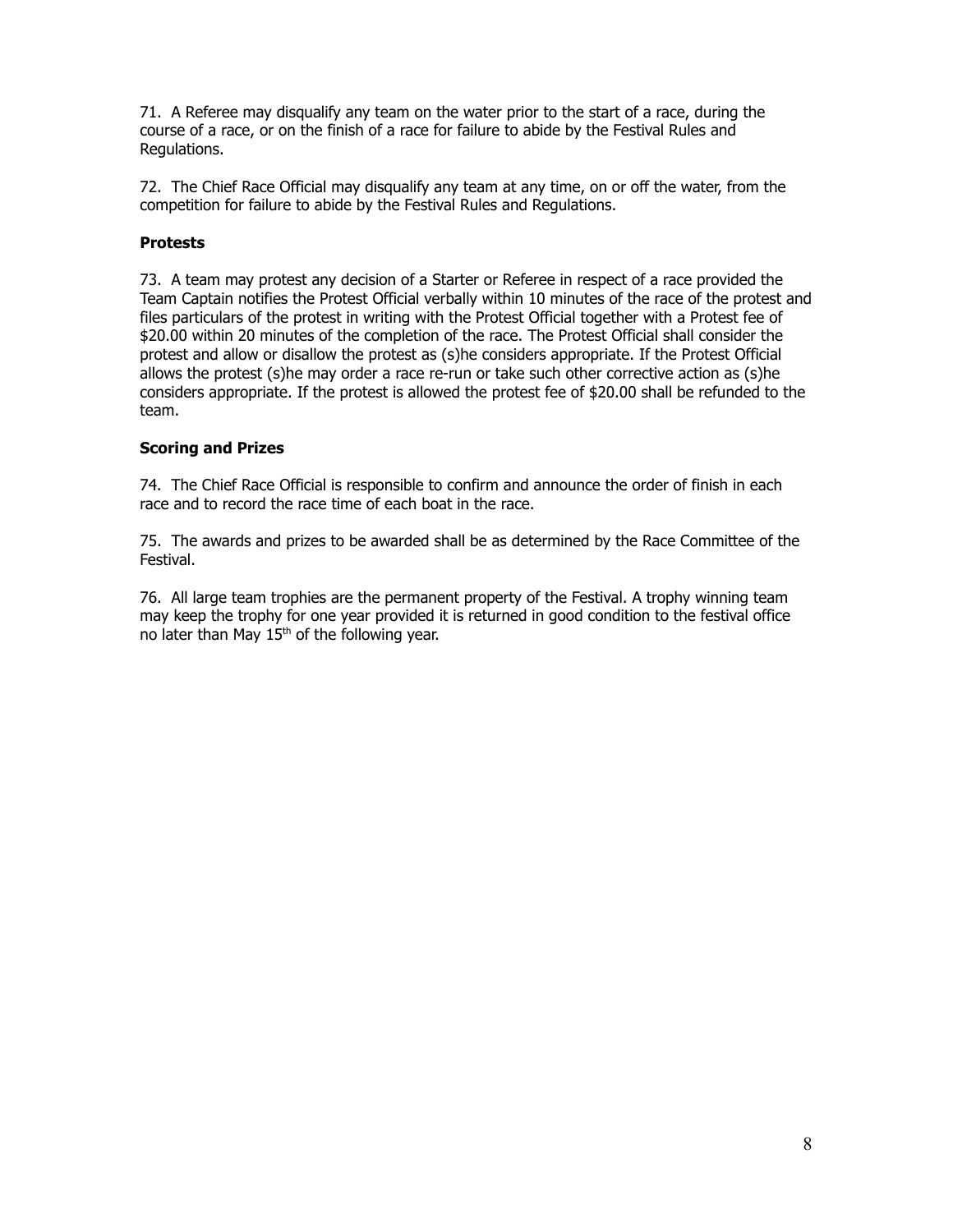71. A Referee may disqualify any team on the water prior to the start of a race, during the course of a race, or on the finish of a race for failure to abide by the Festival Rules and Regulations.

72. The Chief Race Official may disqualify any team at any time, on or off the water, from the competition for failure to abide by the Festival Rules and Regulations.

**Protests**

73. A team may protest any decision of a Starter or Referee in respect of a race provided the Team Captain notifies the Protest Official verbally within 10 minutes of the race of the protest and files particulars of the protest in writing with the Protest Official together with a Protest fee of $20.00 within 20 minutes of the completion of the race. The Protest Official shall consider the protest and allow or disallow the protest as (s)he considers appropriate. If the Protest Official allows the protest (s)he may order a race re-run or take such other corrective action as (s)he considers appropriate. If the protest is allowed the protest fee of $20.00 shall be refunded to the team.

**Scoring and Prizes**

74. The Chief Race Official is responsible to confirm and announce the order of finish in each race and to record the race time of each boat in the race.

75. The awards and prizes to be awarded shall be as determined by the Race Committee of the Festival.

76. All large team trophies are the permanent property of the Festival. A trophy winning team may keep the trophy for one year provided it is returned in good condition to the festival office no later than May 15th of the following year.